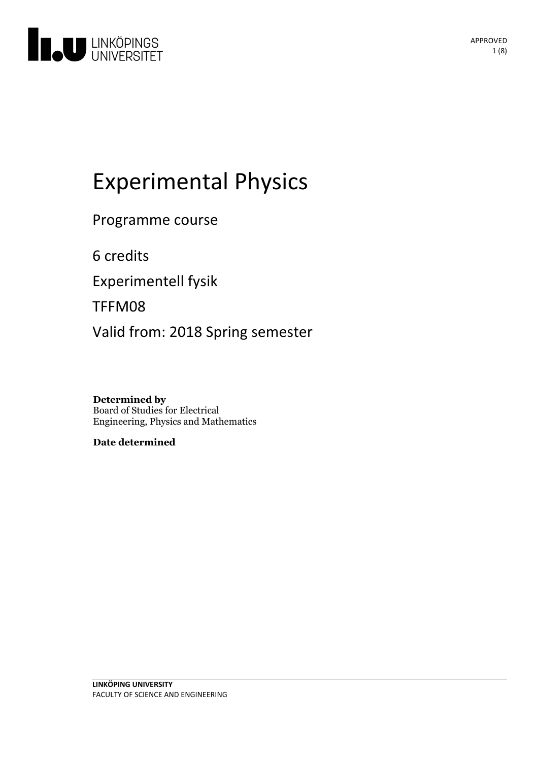# Experimental Physics

Programme course

6 credits

Experimentell fysik

TFFM08

Valid from: 2018 Spring semester

**Determined by**
Board of Studies for Electrical Engineering, Physics and Mathematics

**Date determined**

LINKÖPING UNIVERSITY
FACULTY OF SCIENCE AND ENGINEERING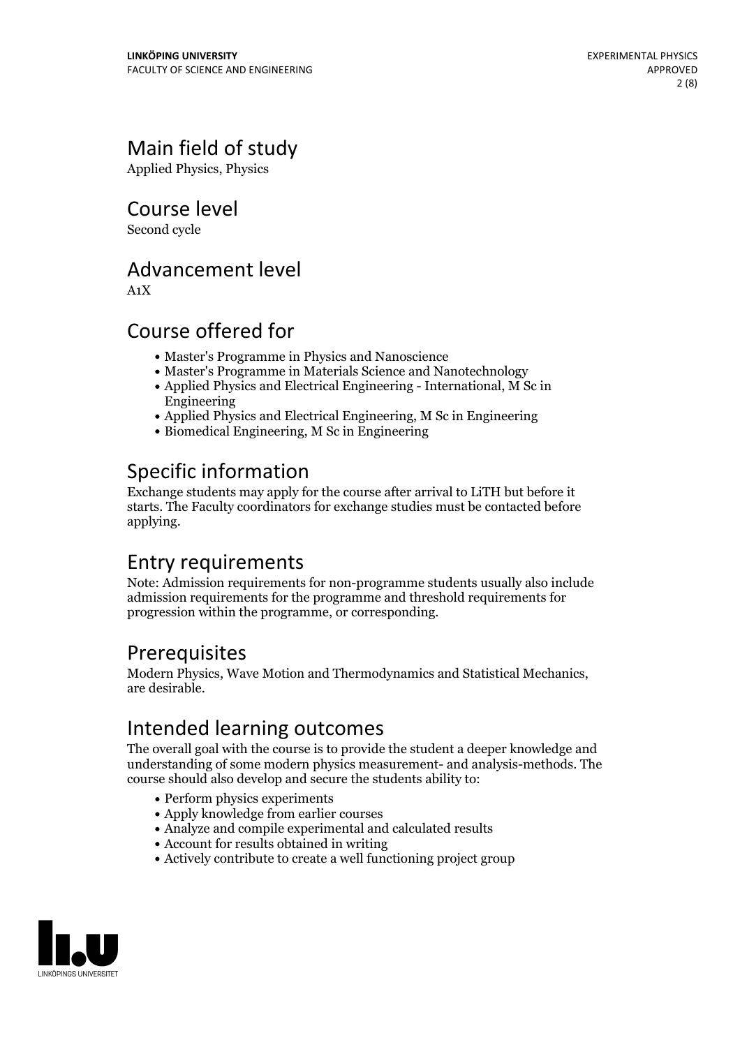## Main field of study

Applied Physics, Physics

## Course level

Second cycle

## Advancement level

A1X

## Course offered for

- Master's Programme in Physics and Nanoscience
- Master's Programme in Materials Science and Nanotechnology
- Applied Physics and Electrical Engineering - International, M Sc in Engineering
- Applied Physics and Electrical Engineering, M Sc in Engineering
- Biomedical Engineering, M Sc in Engineering

## Specific information

Exchange students may apply for the course after arrival to LiTH but before it starts. The Faculty coordinators for exchange studies must be contacted before applying.

## Entry requirements

Note: Admission requirements for non-programme students usually also include admission requirements for the programme and threshold requirements for progression within the programme, or corresponding.

## Prerequisites

Modern Physics, Wave Motion and Thermodynamics and Statistical Mechanics, are desirable.

## Intended learning outcomes

The overall goal with the course is to provide the student a deeper knowledge and understanding of some modern physics measurement- and analysis-methods. The course should also develop and secure the students ability to:

- Perform physics experiments
- Apply knowledge from earlier courses
- Analyze and compile experimental and calculated results
- Account for results obtained in writing
- Actively contribute to create a well functioning project group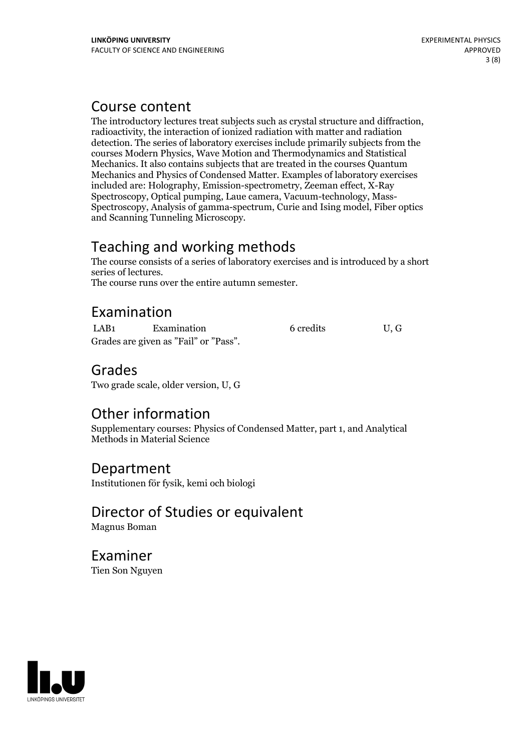## Course content

The introductory lectures treat subjects such as crystal structure and diffraction, radioactivity, the interaction of ionized radiation with matter and radiation detection. The series of laboratory exercises include primarily subjects from the courses Modern Physics, Wave Motion and Thermodynamics and Statistical Mechanics. It also contains subjects that are treated in the courses Quantum Mechanics and Physics of Condensed Matter. Examples of laboratory exercises included are: Holography, Emission-spectrometry, Zeeman effect, X-Ray Spectroscopy, Optical pumping, Laue camera, Vacuum-technology, Mass-Spectroscopy, Analysis of gamma-spectrum, Curie and Ising model, Fiber optics and Scanning Tunneling Microscopy.

## Teaching and working methods

The course consists of a series of laboratory exercises and is introduced by a short series of lectures.
The course runs over the entire autumn semester.

## Examination

| LAB1 | Examination | 6 credits | U, G |
|---|---|---|---|

Grades are given as "Fail" or "Pass".

## Grades

Two grade scale, older version, U, G

## Other information

Supplementary courses: Physics of Condensed Matter, part 1, and Analytical Methods in Material Science

## Department

Institutionen för fysik, kemi och biologi

## Director of Studies or equivalent

Magnus Boman

## Examiner

Tien Son Nguyen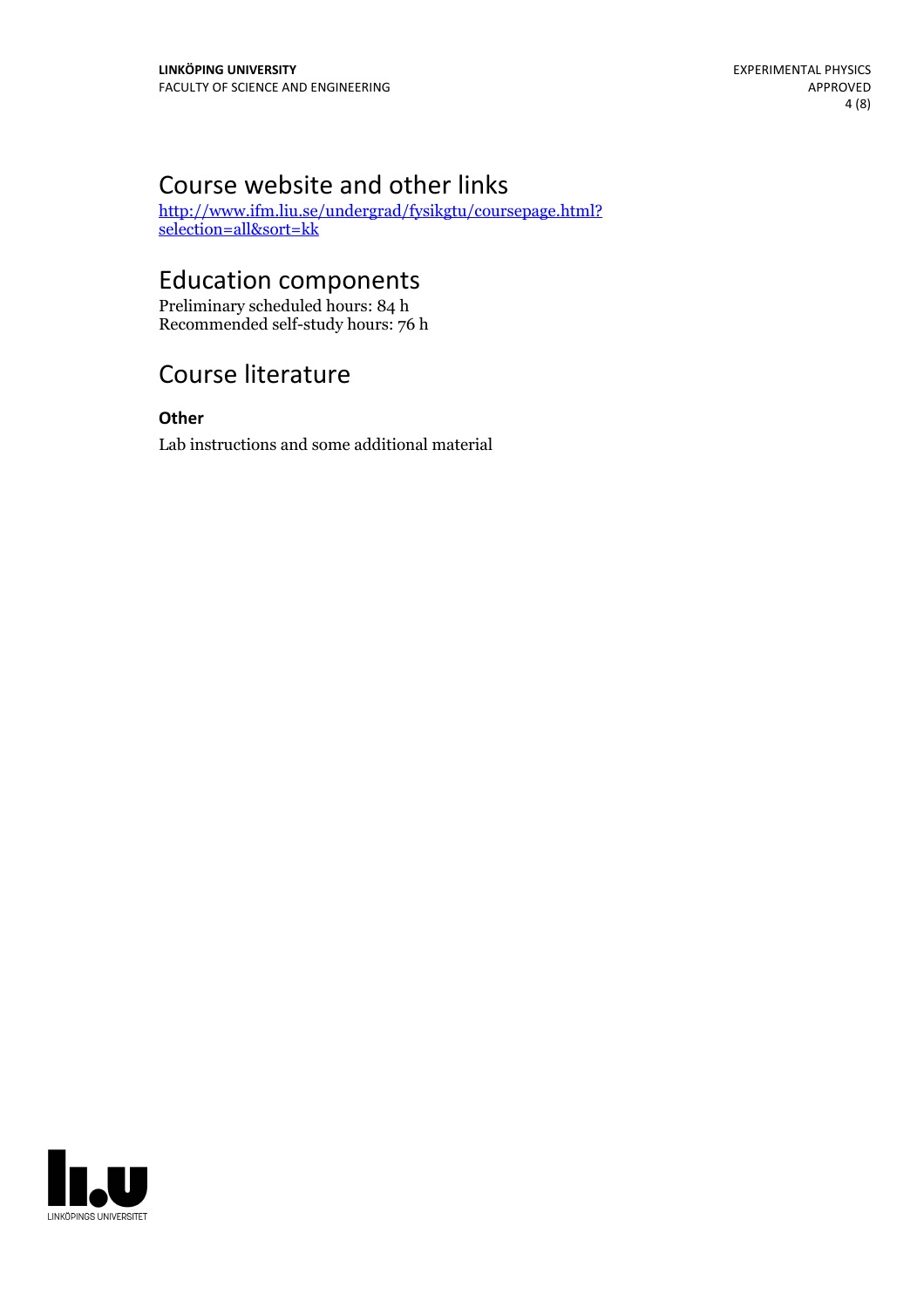# Course website and other links

http://www.ifm.liu.se/undergrad/fysikgtu/coursepage.html?selection=all&sort=kk

# Education components

Preliminary scheduled hours: 84 h
Recommended self-study hours: 76 h

# Course literature

### Other

Lab instructions and some additional material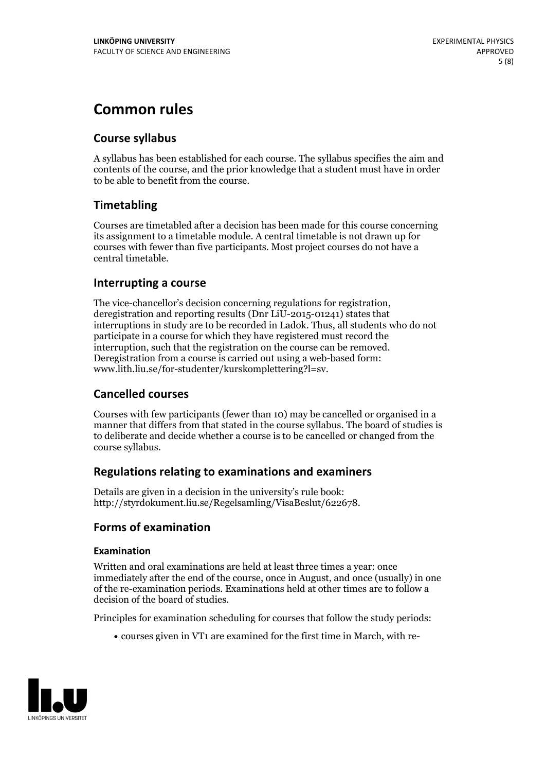# Common rules

## Course syllabus

A syllabus has been established for each course. The syllabus specifies the aim and contents of the course, and the prior knowledge that a student must have in order to be able to benefit from the course.

## Timetabling

Courses are timetabled after a decision has been made for this course concerning its assignment to a timetable module. A central timetable is not drawn up for courses with fewer than five participants. Most project courses do not have a central timetable.

## Interrupting a course

The vice-chancellor's decision concerning regulations for registration, deregistration and reporting results (Dnr LiU-2015-01241) states that interruptions in study are to be recorded in Ladok. Thus, all students who do not participate in a course for which they have registered must record the interruption, such that the registration on the course can be removed. Deregistration from a course is carried out using a web-based form: www.lith.liu.se/for-studenter/kurskomplettering?l=sv.

## Cancelled courses

Courses with few participants (fewer than 10) may be cancelled or organised in a manner that differs from that stated in the course syllabus. The board of studies is to deliberate and decide whether a course is to be cancelled or changed from the course syllabus.

## Regulations relating to examinations and examiners

Details are given in a decision in the university's rule book: http://styrdokument.liu.se/Regelsamling/VisaBeslut/622678.

## Forms of examination

### Examination

Written and oral examinations are held at least three times a year: once immediately after the end of the course, once in August, and once (usually) in one of the re-examination periods. Examinations held at other times are to follow a decision of the board of studies.

Principles for examination scheduling for courses that follow the study periods:

- courses given in VT1 are examined for the first time in March, with re-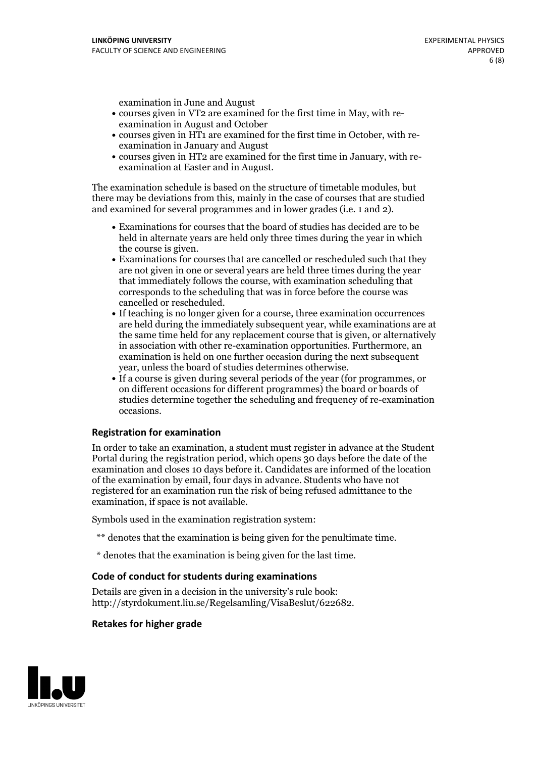examination in June and August

- courses given in VT2 are examined for the first time in May, with re-examination in August and October
- courses given in HT1 are examined for the first time in October, with re-examination in January and August
- courses given in HT2 are examined for the first time in January, with re-examination at Easter and in August.

The examination schedule is based on the structure of timetable modules, but there may be deviations from this, mainly in the case of courses that are studied and examined for several programmes and in lower grades (i.e. 1 and 2).

- Examinations for courses that the board of studies has decided are to be held in alternate years are held only three times during the year in which the course is given.
- Examinations for courses that are cancelled or rescheduled such that they are not given in one or several years are held three times during the year that immediately follows the course, with examination scheduling that corresponds to the scheduling that was in force before the course was cancelled or rescheduled.
- If teaching is no longer given for a course, three examination occurrences are held during the immediately subsequent year, while examinations are at the same time held for any replacement course that is given, or alternatively in association with other re-examination opportunities. Furthermore, an examination is held on one further occasion during the next subsequent year, unless the board of studies determines otherwise.
- If a course is given during several periods of the year (for programmes, or on different occasions for different programmes) the board or boards of studies determine together the scheduling and frequency of re-examination occasions.

### Registration for examination

In order to take an examination, a student must register in advance at the Student Portal during the registration period, which opens 30 days before the date of the examination and closes 10 days before it. Candidates are informed of the location of the examination by email, four days in advance. Students who have not registered for an examination run the risk of being refused admittance to the examination, if space is not available.

Symbols used in the examination registration system:

** denotes that the examination is being given for the penultimate time.

* denotes that the examination is being given for the last time.

### Code of conduct for students during examinations

Details are given in a decision in the university's rule book: http://styrdokument.liu.se/Regelsamling/VisaBeslut/622682.

### Retakes for higher grade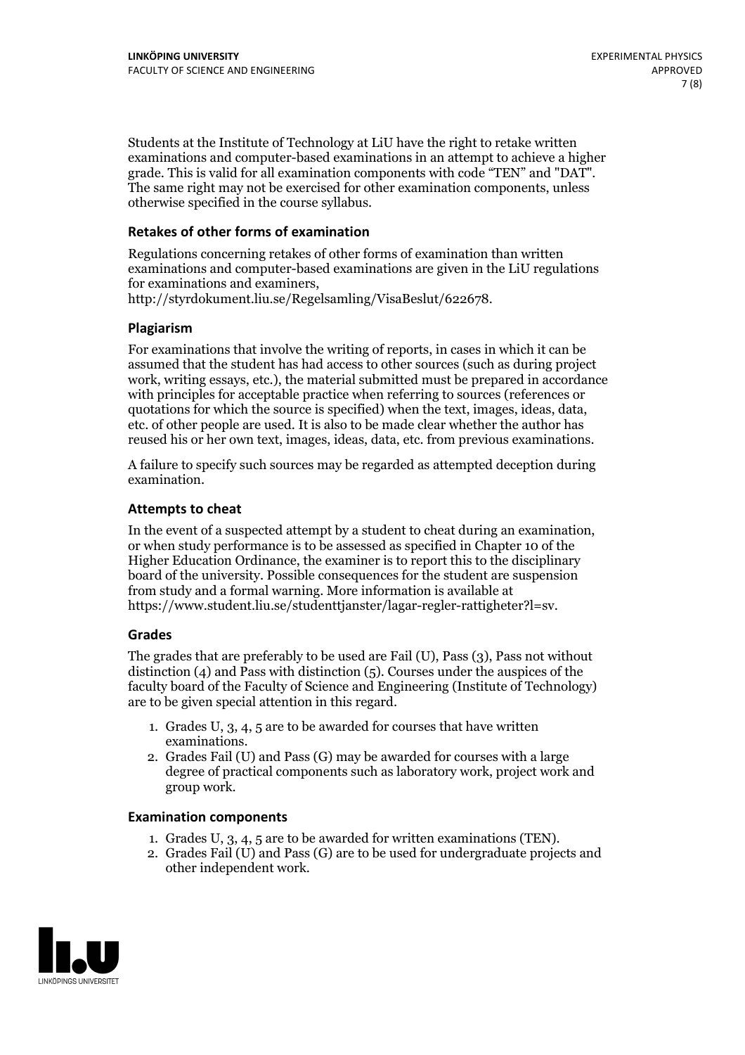Students at the Institute of Technology at LiU have the right to retake written examinations and computer-based examinations in an attempt to achieve a higher grade. This is valid for all examination components with code "TEN" and "DAT". The same right may not be exercised for other examination components, unless otherwise specified in the course syllabus.

### Retakes of other forms of examination

Regulations concerning retakes of other forms of examination than written examinations and computer-based examinations are given in the LiU regulations for examinations and examiners, http://styrdokument.liu.se/Regelsamling/VisaBeslut/622678.

### Plagiarism

For examinations that involve the writing of reports, in cases in which it can be assumed that the student has had access to other sources (such as during project work, writing essays, etc.), the material submitted must be prepared in accordance with principles for acceptable practice when referring to sources (references or quotations for which the source is specified) when the text, images, ideas, data, etc. of other people are used. It is also to be made clear whether the author has reused his or her own text, images, ideas, data, etc. from previous examinations.

A failure to specify such sources may be regarded as attempted deception during examination.

### Attempts to cheat

In the event of a suspected attempt by a student to cheat during an examination, or when study performance is to be assessed as specified in Chapter 10 of the Higher Education Ordinance, the examiner is to report this to the disciplinary board of the university. Possible consequences for the student are suspension from study and a formal warning. More information is available at https://www.student.liu.se/studenttjanster/lagar-regler-rattigheter?l=sv.

### Grades

The grades that are preferably to be used are Fail (U), Pass (3), Pass not without distinction (4) and Pass with distinction (5). Courses under the auspices of the faculty board of the Faculty of Science and Engineering (Institute of Technology) are to be given special attention in this regard.

1. Grades U, 3, 4, 5 are to be awarded for courses that have written examinations.
2. Grades Fail (U) and Pass (G) may be awarded for courses with a large degree of practical components such as laboratory work, project work and group work.

### Examination components

1. Grades U, 3, 4, 5 are to be awarded for written examinations (TEN).
2. Grades Fail (U) and Pass (G) are to be used for undergraduate projects and other independent work.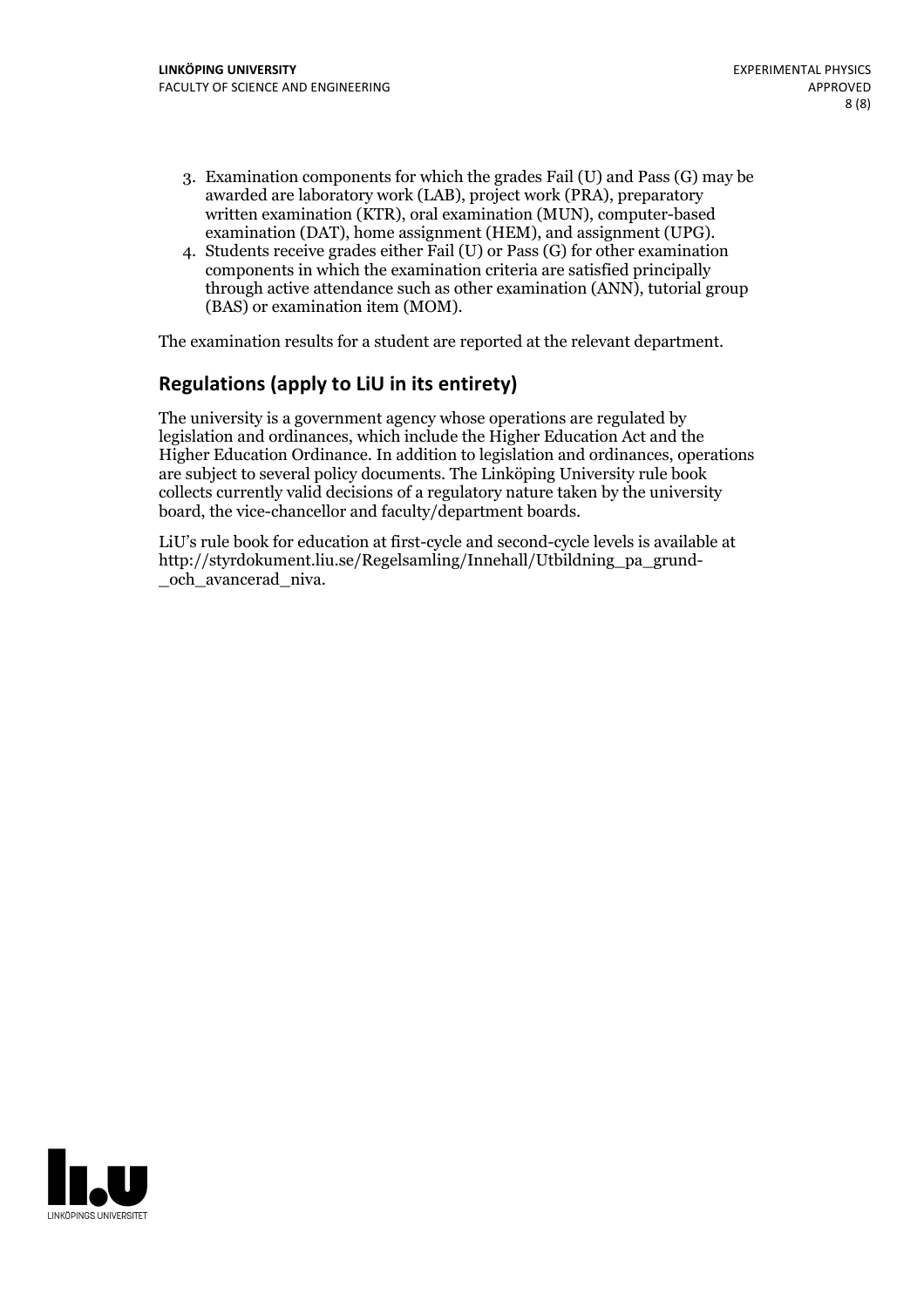3. Examination components for which the grades Fail (U) and Pass (G) may be awarded are laboratory work (LAB), project work (PRA), preparatory written examination (KTR), oral examination (MUN), computer-based examination (DAT), home assignment (HEM), and assignment (UPG).
4. Students receive grades either Fail (U) or Pass (G) for other examination components in which the examination criteria are satisfied principally through active attendance such as other examination (ANN), tutorial group (BAS) or examination item (MOM).

The examination results for a student are reported at the relevant department.

## Regulations (apply to LiU in its entirety)

The university is a government agency whose operations are regulated by legislation and ordinances, which include the Higher Education Act and the Higher Education Ordinance. In addition to legislation and ordinances, operations are subject to several policy documents. The Linköping University rule book collects currently valid decisions of a regulatory nature taken by the university board, the vice-chancellor and faculty/department boards.

LiU's rule book for education at first-cycle and second-cycle levels is available at http://styrdokument.liu.se/Regelsamling/Innehall/Utbildning_pa_grund-_och_avancerad_niva.